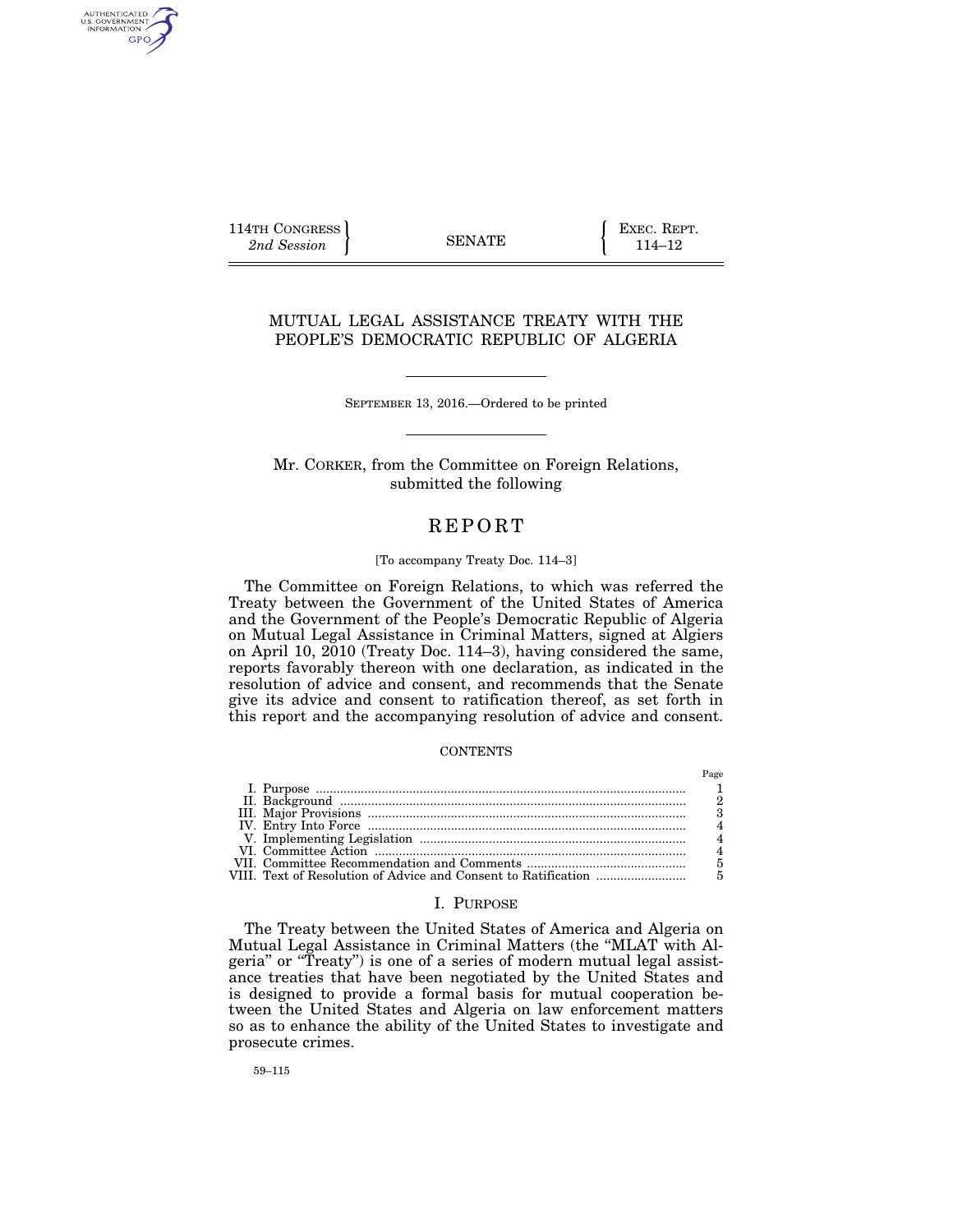114TH CONGRESS
*2nd Session*

SENATE

EXEC. REPT.
114–12

# MUTUAL LEGAL ASSISTANCE TREATY WITH THE PEOPLE'S DEMOCRATIC REPUBLIC OF ALGERIA

SEPTEMBER 13, 2016.—Ordered to be printed

Mr. CORKER, from the Committee on Foreign Relations, submitted the following

## REPORT

[To accompany Treaty Doc. 114–3]

The Committee on Foreign Relations, to which was referred the Treaty between the Government of the United States of America and the Government of the People's Democratic Republic of Algeria on Mutual Legal Assistance in Criminal Matters, signed at Algiers on April 10, 2010 (Treaty Doc. 114–3), having considered the same, reports favorably thereon with one declaration, as indicated in the resolution of advice and consent, and recommends that the Senate give its advice and consent to ratification thereof, as set forth in this report and the accompanying resolution of advice and consent.

CONTENTS

| | Page |
|---|---|
| I. Purpose | 1 |
| II. Background | 2 |
| III. Major Provisions | 3 |
| IV. Entry Into Force | 4 |
| V. Implementing Legislation | 4 |
| VI. Committee Action | 4 |
| VII. Committee Recommendation and Comments | 5 |
| VIII. Text of Resolution of Advice and Consent to Ratification | 5 |

### I. PURPOSE

The Treaty between the United States of America and Algeria on Mutual Legal Assistance in Criminal Matters (the "MLAT with Algeria" or "Treaty") is one of a series of modern mutual legal assistance treaties that have been negotiated by the United States and is designed to provide a formal basis for mutual cooperation between the United States and Algeria on law enforcement matters so as to enhance the ability of the United States to investigate and prosecute crimes.

59–115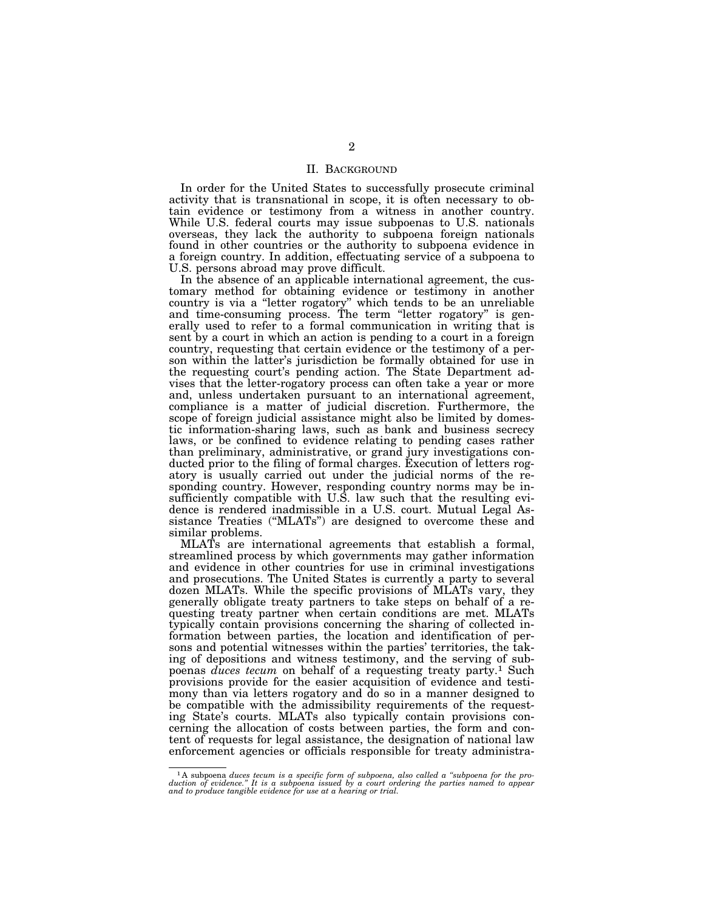## II. Background

In order for the United States to successfully prosecute criminal activity that is transnational in scope, it is often necessary to obtain evidence or testimony from a witness in another country. While U.S. federal courts may issue subpoenas to U.S. nationals overseas, they lack the authority to subpoena foreign nationals found in other countries or the authority to subpoena evidence in a foreign country. In addition, effectuating service of a subpoena to U.S. persons abroad may prove difficult.

In the absence of an applicable international agreement, the customary method for obtaining evidence or testimony in another country is via a "letter rogatory" which tends to be an unreliable and time-consuming process. The term "letter rogatory" is generally used to refer to a formal communication in writing that is sent by a court in which an action is pending to a court in a foreign country, requesting that certain evidence or the testimony of a person within the latter's jurisdiction be formally obtained for use in the requesting court's pending action. The State Department advises that the letter-rogatory process can often take a year or more and, unless undertaken pursuant to an international agreement, compliance is a matter of judicial discretion. Furthermore, the scope of foreign judicial assistance might also be limited by domestic information-sharing laws, such as bank and business secrecy laws, or be confined to evidence relating to pending cases rather than preliminary, administrative, or grand jury investigations conducted prior to the filing of formal charges. Execution of letters rogatory is usually carried out under the judicial norms of the responding country. However, responding country norms may be insufficiently compatible with U.S. law such that the resulting evidence is rendered inadmissible in a U.S. court. Mutual Legal Assistance Treaties ("MLATs") are designed to overcome these and similar problems.

MLATs are international agreements that establish a formal, streamlined process by which governments may gather information and evidence in other countries for use in criminal investigations and prosecutions. The United States is currently a party to several dozen MLATs. While the specific provisions of MLATs vary, they generally obligate treaty partners to take steps on behalf of a requesting treaty partner when certain conditions are met. MLATs typically contain provisions concerning the sharing of collected information between parties, the location and identification of persons and potential witnesses within the parties' territories, the taking of depositions and witness testimony, and the serving of subpoenas *duces tecum* on behalf of a requesting treaty party.[1] Such provisions provide for the easier acquisition of evidence and testimony than via letters rogatory and do so in a manner designed to be compatible with the admissibility requirements of the requesting State's courts. MLATs also typically contain provisions concerning the allocation of costs between parties, the form and content of requests for legal assistance, the designation of national law enforcement agencies or officials responsible for treaty administra-

---

[1] A subpoena *duces tecum is a specific form of subpoena, also called a "subpoena for the production of evidence." It is a subpoena issued by a court ordering the parties named to appear and to produce tangible evidence for use at a hearing or trial.*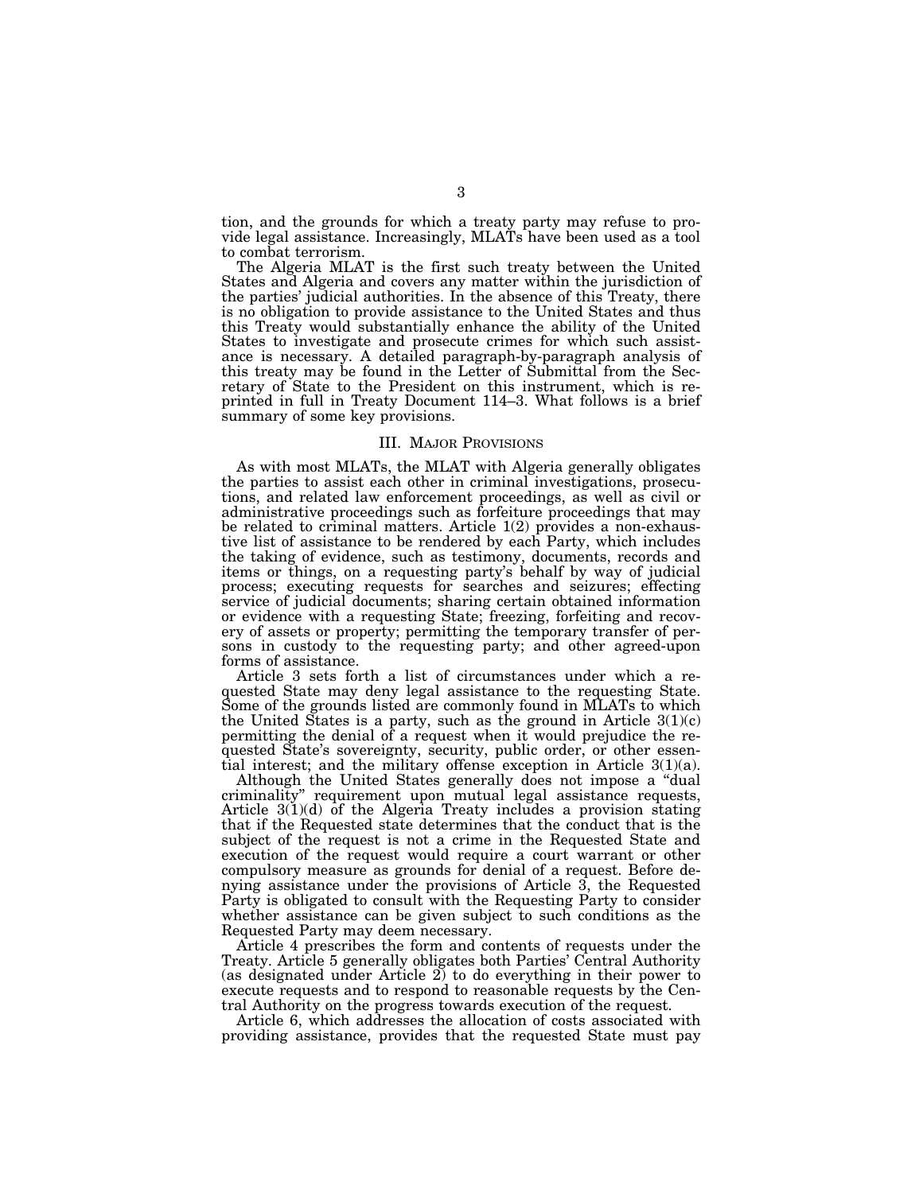tion, and the grounds for which a treaty party may refuse to provide legal assistance. Increasingly, MLATs have been used as a tool to combat terrorism.

The Algeria MLAT is the first such treaty between the United States and Algeria and covers any matter within the jurisdiction of the parties' judicial authorities. In the absence of this Treaty, there is no obligation to provide assistance to the United States and thus this Treaty would substantially enhance the ability of the United States to investigate and prosecute crimes for which such assistance is necessary. A detailed paragraph-by-paragraph analysis of this treaty may be found in the Letter of Submittal from the Secretary of State to the President on this instrument, which is reprinted in full in Treaty Document 114–3. What follows is a brief summary of some key provisions.

## III. Major Provisions

As with most MLATs, the MLAT with Algeria generally obligates the parties to assist each other in criminal investigations, prosecutions, and related law enforcement proceedings, as well as civil or administrative proceedings such as forfeiture proceedings that may be related to criminal matters. Article 1(2) provides a non-exhaustive list of assistance to be rendered by each Party, which includes the taking of evidence, such as testimony, documents, records and items or things, on a requesting party's behalf by way of judicial process; executing requests for searches and seizures; effecting service of judicial documents; sharing certain obtained information or evidence with a requesting State; freezing, forfeiting and recovery of assets or property; permitting the temporary transfer of persons in custody to the requesting party; and other agreed-upon forms of assistance.

Article 3 sets forth a list of circumstances under which a requested State may deny legal assistance to the requesting State. Some of the grounds listed are commonly found in MLATs to which the United States is a party, such as the ground in Article 3(1)(c) permitting the denial of a request when it would prejudice the requested State's sovereignty, security, public order, or other essential interest; and the military offense exception in Article 3(1)(a).

Although the United States generally does not impose a "dual criminality" requirement upon mutual legal assistance requests, Article 3(1)(d) of the Algeria Treaty includes a provision stating that if the Requested state determines that the conduct that is the subject of the request is not a crime in the Requested State and execution of the request would require a court warrant or other compulsory measure as grounds for denial of a request. Before denying assistance under the provisions of Article 3, the Requested Party is obligated to consult with the Requesting Party to consider whether assistance can be given subject to such conditions as the Requested Party may deem necessary.

Article 4 prescribes the form and contents of requests under the Treaty. Article 5 generally obligates both Parties' Central Authority (as designated under Article 2) to do everything in their power to execute requests and to respond to reasonable requests by the Central Authority on the progress towards execution of the request.

Article 6, which addresses the allocation of costs associated with providing assistance, provides that the requested State must pay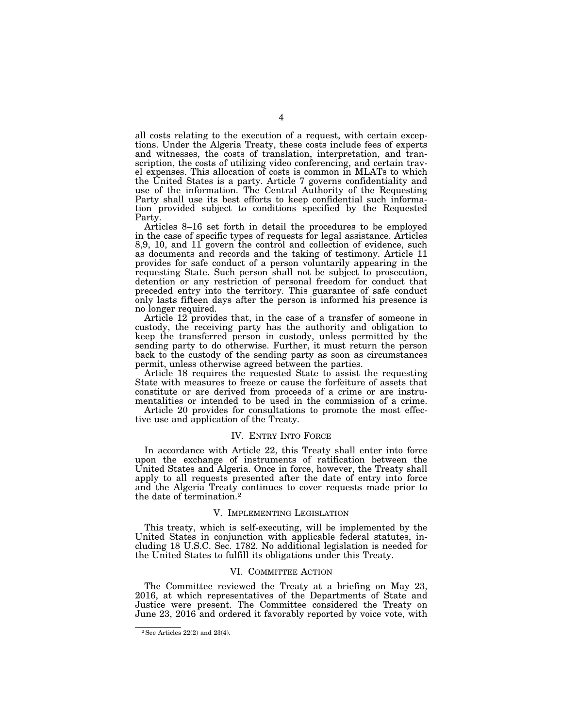all costs relating to the execution of a request, with certain exceptions. Under the Algeria Treaty, these costs include fees of experts and witnesses, the costs of translation, interpretation, and transcription, the costs of utilizing video conferencing, and certain travel expenses. This allocation of costs is common in MLATs to which the United States is a party. Article 7 governs confidentiality and use of the information. The Central Authority of the Requesting Party shall use its best efforts to keep confidential such information provided subject to conditions specified by the Requested Party.

Articles 8–16 set forth in detail the procedures to be employed in the case of specific types of requests for legal assistance. Articles 8,9, 10, and 11 govern the control and collection of evidence, such as documents and records and the taking of testimony. Article 11 provides for safe conduct of a person voluntarily appearing in the requesting State. Such person shall not be subject to prosecution, detention or any restriction of personal freedom for conduct that preceded entry into the territory. This guarantee of safe conduct only lasts fifteen days after the person is informed his presence is no longer required.

Article 12 provides that, in the case of a transfer of someone in custody, the receiving party has the authority and obligation to keep the transferred person in custody, unless permitted by the sending party to do otherwise. Further, it must return the person back to the custody of the sending party as soon as circumstances permit, unless otherwise agreed between the parties.

Article 18 requires the requested State to assist the requesting State with measures to freeze or cause the forfeiture of assets that constitute or are derived from proceeds of a crime or are instrumentalities or intended to be used in the commission of a crime.

Article 20 provides for consultations to promote the most effective use and application of the Treaty.

## IV. Entry Into Force

In accordance with Article 22, this Treaty shall enter into force upon the exchange of instruments of ratification between the United States and Algeria. Once in force, however, the Treaty shall apply to all requests presented after the date of entry into force and the Algeria Treaty continues to cover requests made prior to the date of termination.[2]

## V. Implementing Legislation

This treaty, which is self-executing, will be implemented by the United States in conjunction with applicable federal statutes, including 18 U.S.C. Sec. 1782. No additional legislation is needed for the United States to fulfill its obligations under this Treaty.

## VI. Committee Action

The Committee reviewed the Treaty at a briefing on May 23, 2016, at which representatives of the Departments of State and Justice were present. The Committee considered the Treaty on June 23, 2016 and ordered it favorably reported by voice vote, with

---

[2] See Articles 22(2) and 23(4).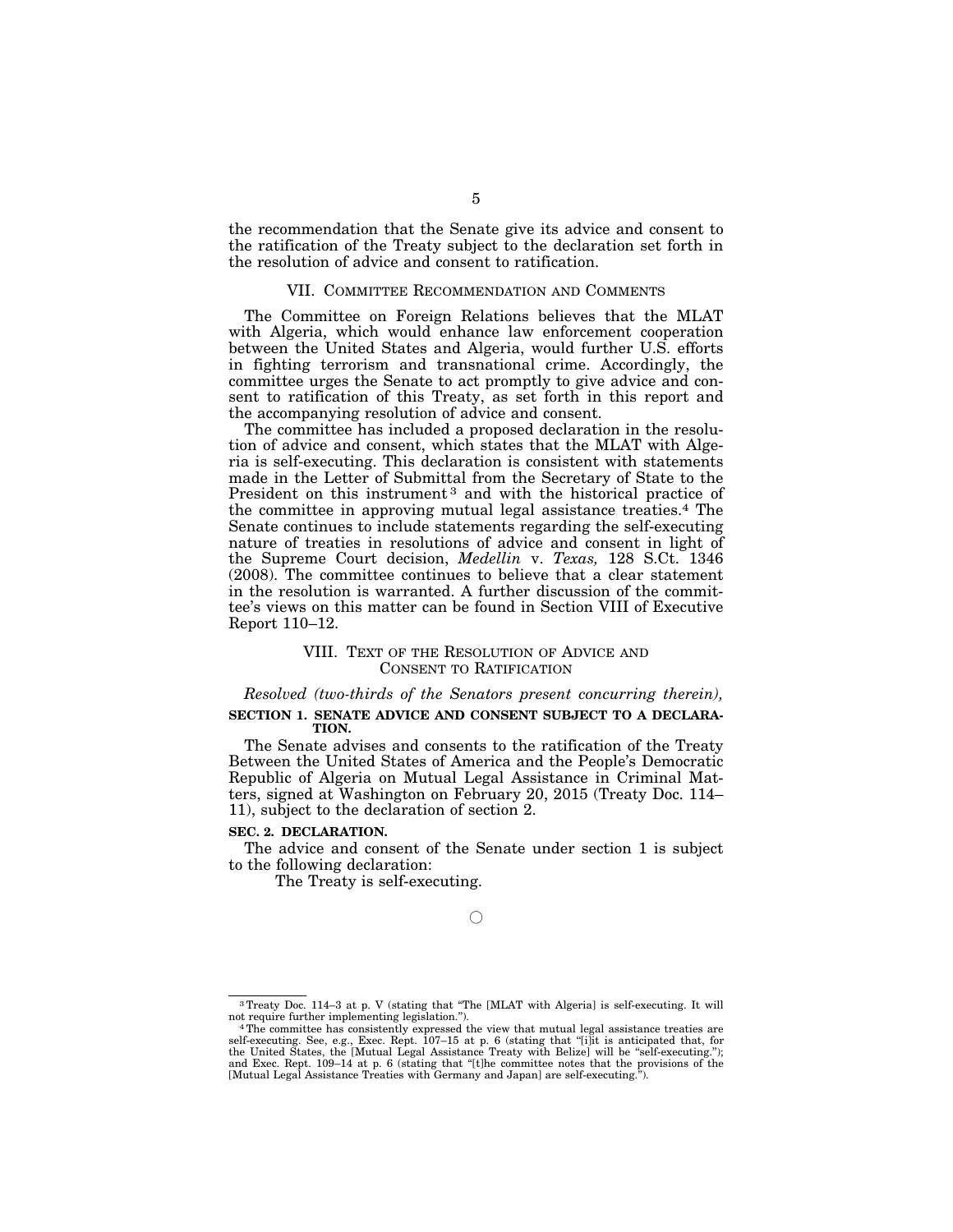the recommendation that the Senate give its advice and consent to the ratification of the Treaty subject to the declaration set forth in the resolution of advice and consent to ratification.

## VII. Committee Recommendation and Comments

The Committee on Foreign Relations believes that the MLAT with Algeria, which would enhance law enforcement cooperation between the United States and Algeria, would further U.S. efforts in fighting terrorism and transnational crime. Accordingly, the committee urges the Senate to act promptly to give advice and consent to ratification of this Treaty, as set forth in this report and the accompanying resolution of advice and consent.

The committee has included a proposed declaration in the resolution of advice and consent, which states that the MLAT with Algeria is self-executing. This declaration is consistent with statements made in the Letter of Submittal from the Secretary of State to the President on this instrument[3] and with the historical practice of the committee in approving mutual legal assistance treaties.[4] The Senate continues to include statements regarding the self-executing nature of treaties in resolutions of advice and consent in light of the Supreme Court decision, *Medellin* v. *Texas,* 128 S.Ct. 1346 (2008). The committee continues to believe that a clear statement in the resolution is warranted. A further discussion of the committee's views on this matter can be found in Section VIII of Executive Report 110–12.

## VIII. Text of the Resolution of Advice and Consent to Ratification

*Resolved (two-thirds of the Senators present concurring therein),*

**SECTION 1. SENATE ADVICE AND CONSENT SUBJECT TO A DECLARATION.**

The Senate advises and consents to the ratification of the Treaty Between the United States of America and the People's Democratic Republic of Algeria on Mutual Legal Assistance in Criminal Matters, signed at Washington on February 20, 2015 (Treaty Doc. 114–11), subject to the declaration of section 2.

**SEC. 2. DECLARATION.**

The advice and consent of the Senate under section 1 is subject to the following declaration:

The Treaty is self-executing.

---

[3] Treaty Doc. 114–3 at p. V (stating that "The [MLAT with Algeria] is self-executing. It will not require further implementing legislation.").

[4] The committee has consistently expressed the view that mutual legal assistance treaties are self-executing. See, e.g., Exec. Rept. 107–15 at p. 6 (stating that "[i]it is anticipated that, for the United States, the [Mutual Legal Assistance Treaty with Belize] will be "self-executing."); and Exec. Rept. 109–14 at p. 6 (stating that "[t]he committee notes that the provisions of the [Mutual Legal Assistance Treaties with Germany and Japan] are self-executing.").